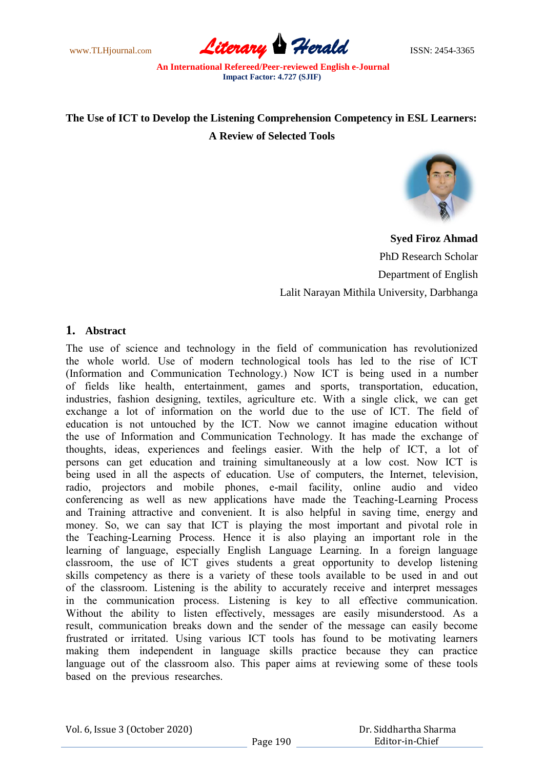# The Use of ICT to Develop the Listening Comprehension Competency in ESL Learners: A Review of Selected Tools

**Syed Firoz Ahmad**
PhD Research Scholar
Department of English
Lalit Narayan Mithila University, Darbhanga

## 1. Abstract

The use of science and technology in the field of communication has revolutionized the whole world. Use of modern technological tools has led to the rise of ICT (Information and Communication Technology.) Now ICT is being used in a number of fields like health, entertainment, games and sports, transportation, education, industries, fashion designing, textiles, agriculture etc. With a single click, we can get exchange a lot of information on the world due to the use of ICT. The field of education is not untouched by the ICT. Now we cannot imagine education without the use of Information and Communication Technology. It has made the exchange of thoughts, ideas, experiences and feelings easier. With the help of ICT, a lot of persons can get education and training simultaneously at a low cost. Now ICT is being used in all the aspects of education. Use of computers, the Internet, television, radio, projectors and mobile phones, e-mail facility, online audio and video conferencing as well as new applications have made the Teaching-Learning Process and Training attractive and convenient. It is also helpful in saving time, energy and money. So, we can say that ICT is playing the most important and pivotal role in the Teaching-Learning Process. Hence it is also playing an important role in the learning of language, especially English Language Learning. In a foreign language classroom, the use of ICT gives students a great opportunity to develop listening skills competency as there is a variety of these tools available to be used in and out of the classroom. Listening is the ability to accurately receive and interpret messages in the communication process. Listening is key to all effective communication. Without the ability to listen effectively, messages are easily misunderstood. As a result, communication breaks down and the sender of the message can easily become frustrated or irritated. Using various ICT tools has found to be motivating learners making them independent in language skills practice because they can practice language out of the classroom also. This paper aims at reviewing some of these tools based on the previous researches.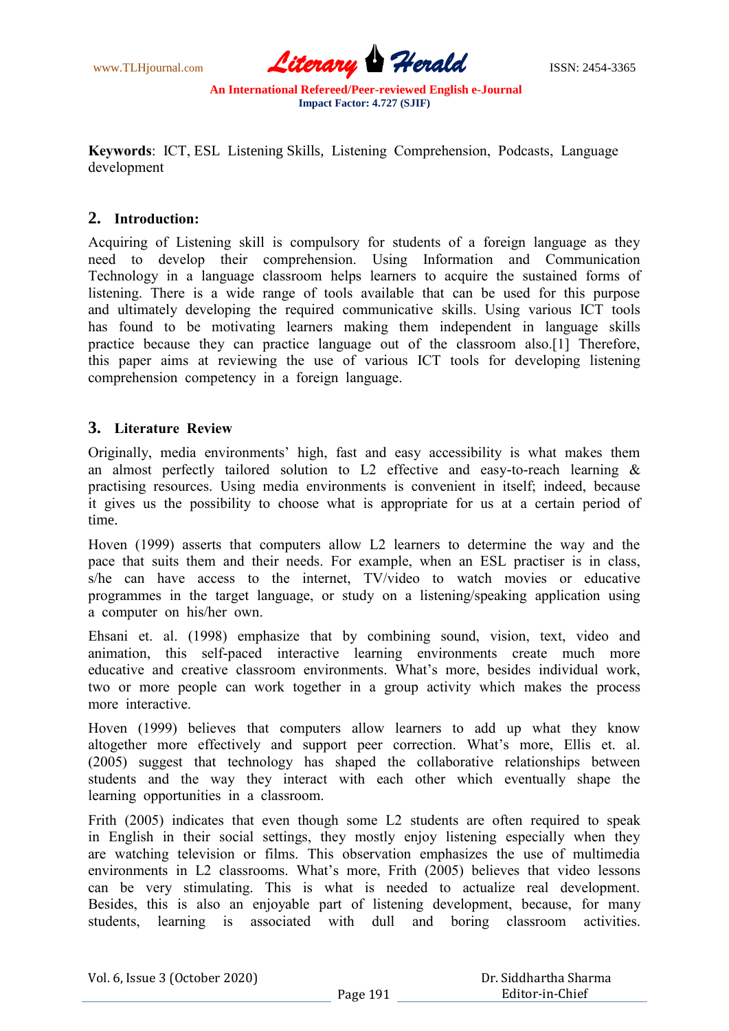**Keywords**: ICT, ESL Listening Skills, Listening Comprehension, Podcasts, Language development

## 2. Introduction:

Acquiring of Listening skill is compulsory for students of a foreign language as they need to develop their comprehension. Using Information and Communication Technology in a language classroom helps learners to acquire the sustained forms of listening. There is a wide range of tools available that can be used for this purpose and ultimately developing the required communicative skills. Using various ICT tools has found to be motivating learners making them independent in language skills practice because they can practice language out of the classroom also.[1] Therefore, this paper aims at reviewing the use of various ICT tools for developing listening comprehension competency in a foreign language.

## 3. Literature Review

Originally, media environments' high, fast and easy accessibility is what makes them an almost perfectly tailored solution to L2 effective and easy-to-reach learning & practising resources. Using media environments is convenient in itself; indeed, because it gives us the possibility to choose what is appropriate for us at a certain period of time.

Hoven (1999) asserts that computers allow L2 learners to determine the way and the pace that suits them and their needs. For example, when an ESL practiser is in class, s/he can have access to the internet, TV/video to watch movies or educative programmes in the target language, or study on a listening/speaking application using a computer on his/her own.

Ehsani et. al. (1998) emphasize that by combining sound, vision, text, video and animation, this self-paced interactive learning environments create much more educative and creative classroom environments. What's more, besides individual work, two or more people can work together in a group activity which makes the process more interactive.

Hoven (1999) believes that computers allow learners to add up what they know altogether more effectively and support peer correction. What's more, Ellis et. al. (2005) suggest that technology has shaped the collaborative relationships between students and the way they interact with each other which eventually shape the learning opportunities in a classroom.

Frith (2005) indicates that even though some L2 students are often required to speak in English in their social settings, they mostly enjoy listening especially when they are watching television or films. This observation emphasizes the use of multimedia environments in L2 classrooms. What's more, Frith (2005) believes that video lessons can be very stimulating. This is what is needed to actualize real development. Besides, this is also an enjoyable part of listening development, because, for many students, learning is associated with dull and boring classroom activities.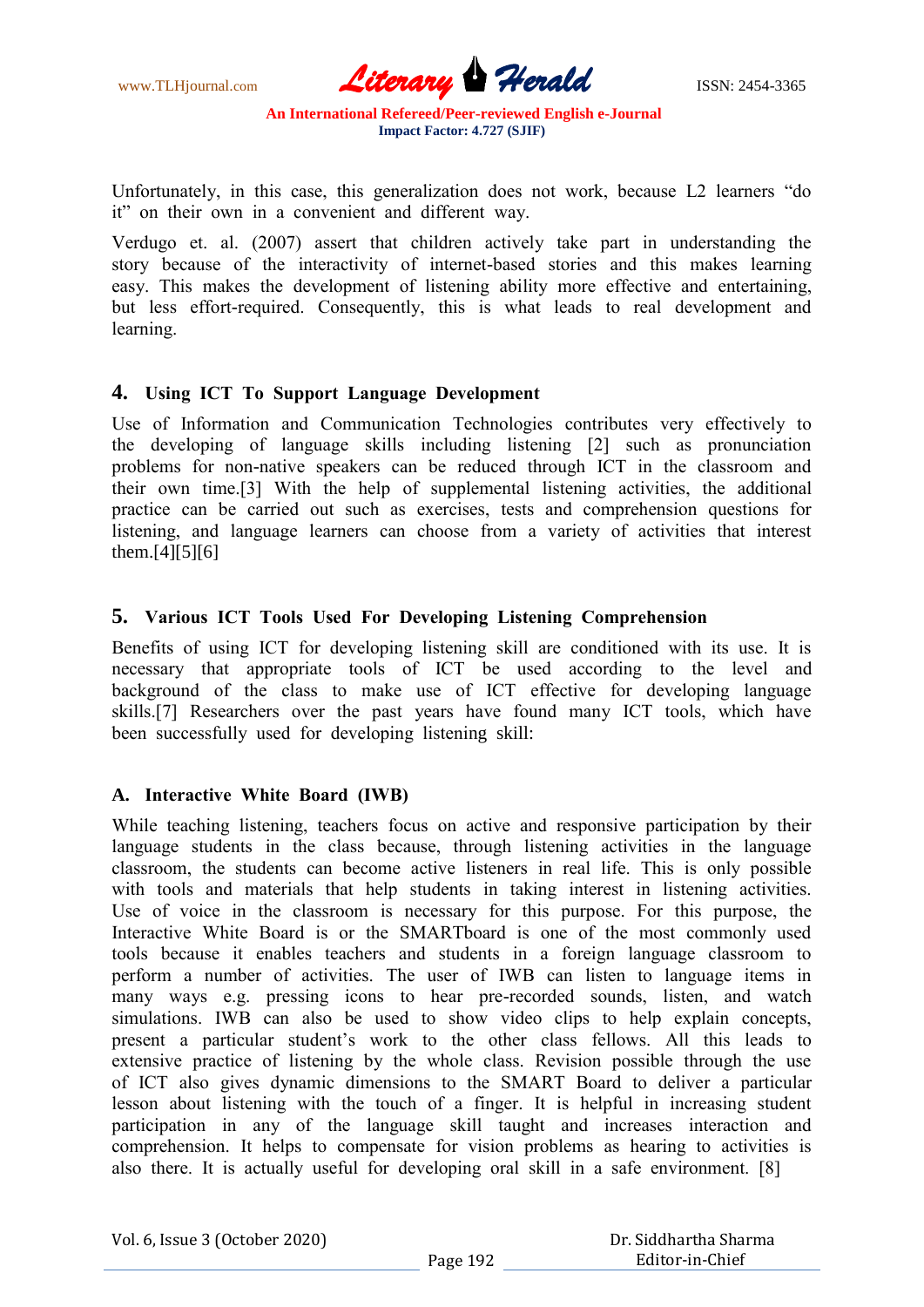Unfortunately, in this case, this generalization does not work, because L2 learners "do it" on their own in a convenient and different way.

Verdugo et. al. (2007) assert that children actively take part in understanding the story because of the interactivity of internet-based stories and this makes learning easy. This makes the development of listening ability more effective and entertaining, but less effort-required. Consequently, this is what leads to real development and learning.

## 4. Using ICT To Support Language Development

Use of Information and Communication Technologies contributes very effectively to the developing of language skills including listening [2] such as pronunciation problems for non-native speakers can be reduced through ICT in the classroom and their own time.[3] With the help of supplemental listening activities, the additional practice can be carried out such as exercises, tests and comprehension questions for listening, and language learners can choose from a variety of activities that interest them.[4][5][6]

## 5. Various ICT Tools Used For Developing Listening Comprehension

Benefits of using ICT for developing listening skill are conditioned with its use. It is necessary that appropriate tools of ICT be used according to the level and background of the class to make use of ICT effective for developing language skills.[7] Researchers over the past years have found many ICT tools, which have been successfully used for developing listening skill:

### A. Interactive White Board (IWB)

While teaching listening, teachers focus on active and responsive participation by their language students in the class because, through listening activities in the language classroom, the students can become active listeners in real life. This is only possible with tools and materials that help students in taking interest in listening activities. Use of voice in the classroom is necessary for this purpose. For this purpose, the Interactive White Board is or the SMARTboard is one of the most commonly used tools because it enables teachers and students in a foreign language classroom to perform a number of activities. The user of IWB can listen to language items in many ways e.g. pressing icons to hear pre-recorded sounds, listen, and watch simulations. IWB can also be used to show video clips to help explain concepts, present a particular student's work to the other class fellows. All this leads to extensive practice of listening by the whole class. Revision possible through the use of ICT also gives dynamic dimensions to the SMART Board to deliver a particular lesson about listening with the touch of a finger. It is helpful in increasing student participation in any of the language skill taught and increases interaction and comprehension. It helps to compensate for vision problems as hearing to activities is also there. It is actually useful for developing oral skill in a safe environment. [8]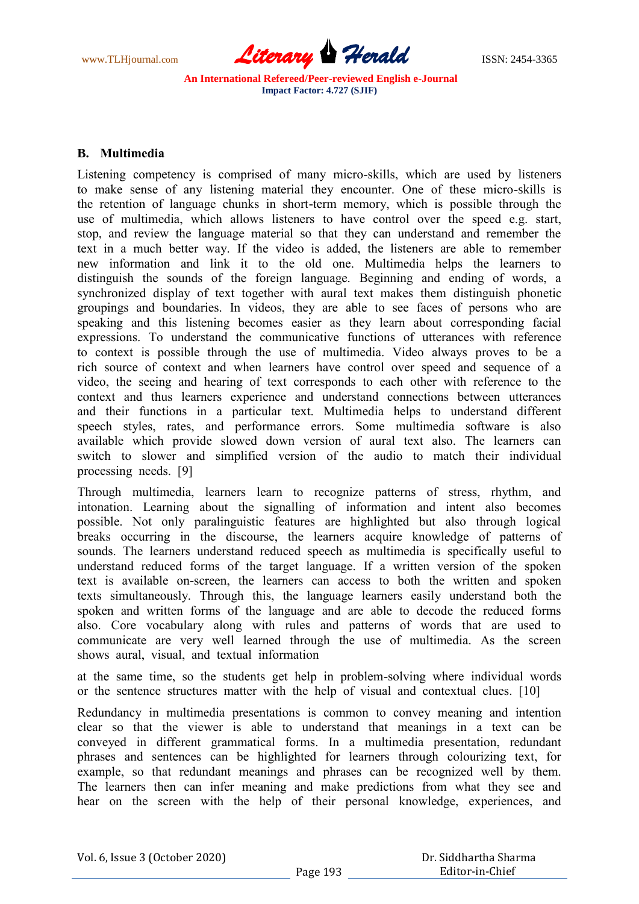### B. Multimedia

Listening competency is comprised of many micro-skills, which are used by listeners to make sense of any listening material they encounter. One of these micro-skills is the retention of language chunks in short-term memory, which is possible through the use of multimedia, which allows listeners to have control over the speed e.g. start, stop, and review the language material so that they can understand and remember the text in a much better way. If the video is added, the listeners are able to remember new information and link it to the old one. Multimedia helps the learners to distinguish the sounds of the foreign language. Beginning and ending of words, a synchronized display of text together with aural text makes them distinguish phonetic groupings and boundaries. In videos, they are able to see faces of persons who are speaking and this listening becomes easier as they learn about corresponding facial expressions. To understand the communicative functions of utterances with reference to context is possible through the use of multimedia. Video always proves to be a rich source of context and when learners have control over speed and sequence of a video, the seeing and hearing of text corresponds to each other with reference to the context and thus learners experience and understand connections between utterances and their functions in a particular text. Multimedia helps to understand different speech styles, rates, and performance errors. Some multimedia software is also available which provide slowed down version of aural text also. The learners can switch to slower and simplified version of the audio to match their individual processing needs. [9]

Through multimedia, learners learn to recognize patterns of stress, rhythm, and intonation. Learning about the signalling of information and intent also becomes possible. Not only paralinguistic features are highlighted but also through logical breaks occurring in the discourse, the learners acquire knowledge of patterns of sounds. The learners understand reduced speech as multimedia is specifically useful to understand reduced forms of the target language. If a written version of the spoken text is available on-screen, the learners can access to both the written and spoken texts simultaneously. Through this, the language learners easily understand both the spoken and written forms of the language and are able to decode the reduced forms also. Core vocabulary along with rules and patterns of words that are used to communicate are very well learned through the use of multimedia. As the screen shows aural, visual, and textual information at the same time, so the students get help in problem-solving where individual words or the sentence structures matter with the help of visual and contextual clues. [10]

Redundancy in multimedia presentations is common to convey meaning and intention clear so that the viewer is able to understand that meanings in a text can be conveyed in different grammatical forms. In a multimedia presentation, redundant phrases and sentences can be highlighted for learners through colourizing text, for example, so that redundant meanings and phrases can be recognized well by them. The learners then can infer meaning and make predictions from what they see and hear on the screen with the help of their personal knowledge, experiences, and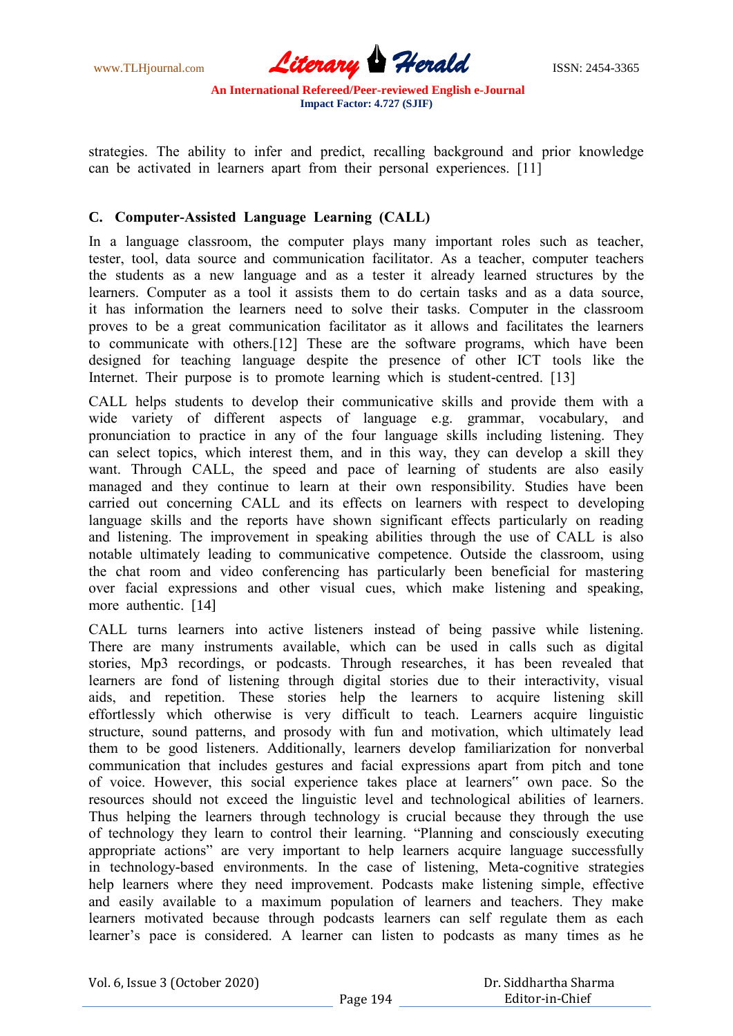strategies. The ability to infer and predict, recalling background and prior knowledge can be activated in learners apart from their personal experiences. [11]

### C. Computer-Assisted Language Learning (CALL)

In a language classroom, the computer plays many important roles such as teacher, tester, tool, data source and communication facilitator. As a teacher, computer teachers the students as a new language and as a tester it already learned structures by the learners. Computer as a tool it assists them to do certain tasks and as a data source, it has information the learners need to solve their tasks. Computer in the classroom proves to be a great communication facilitator as it allows and facilitates the learners to communicate with others.[12] These are the software programs, which have been designed for teaching language despite the presence of other ICT tools like the Internet. Their purpose is to promote learning which is student-centred. [13]

CALL helps students to develop their communicative skills and provide them with a wide variety of different aspects of language e.g. grammar, vocabulary, and pronunciation to practice in any of the four language skills including listening. They can select topics, which interest them, and in this way, they can develop a skill they want. Through CALL, the speed and pace of learning of students are also easily managed and they continue to learn at their own responsibility. Studies have been carried out concerning CALL and its effects on learners with respect to developing language skills and the reports have shown significant effects particularly on reading and listening. The improvement in speaking abilities through the use of CALL is also notable ultimately leading to communicative competence. Outside the classroom, using the chat room and video conferencing has particularly been beneficial for mastering over facial expressions and other visual cues, which make listening and speaking, more authentic. [14]

CALL turns learners into active listeners instead of being passive while listening. There are many instruments available, which can be used in calls such as digital stories, Mp3 recordings, or podcasts. Through researches, it has been revealed that learners are fond of listening through digital stories due to their interactivity, visual aids, and repetition. These stories help the learners to acquire listening skill effortlessly which otherwise is very difficult to teach. Learners acquire linguistic structure, sound patterns, and prosody with fun and motivation, which ultimately lead them to be good listeners. Additionally, learners develop familiarization for nonverbal communication that includes gestures and facial expressions apart from pitch and tone of voice. However, this social experience takes place at learners‟ own pace. So the resources should not exceed the linguistic level and technological abilities of learners. Thus helping the learners through technology is crucial because they through the use of technology they learn to control their learning. "Planning and consciously executing appropriate actions" are very important to help learners acquire language successfully in technology-based environments. In the case of listening, Meta-cognitive strategies help learners where they need improvement. Podcasts make listening simple, effective and easily available to a maximum population of learners and teachers. They make learners motivated because through podcasts learners can self regulate them as each learner's pace is considered. A learner can listen to podcasts as many times as he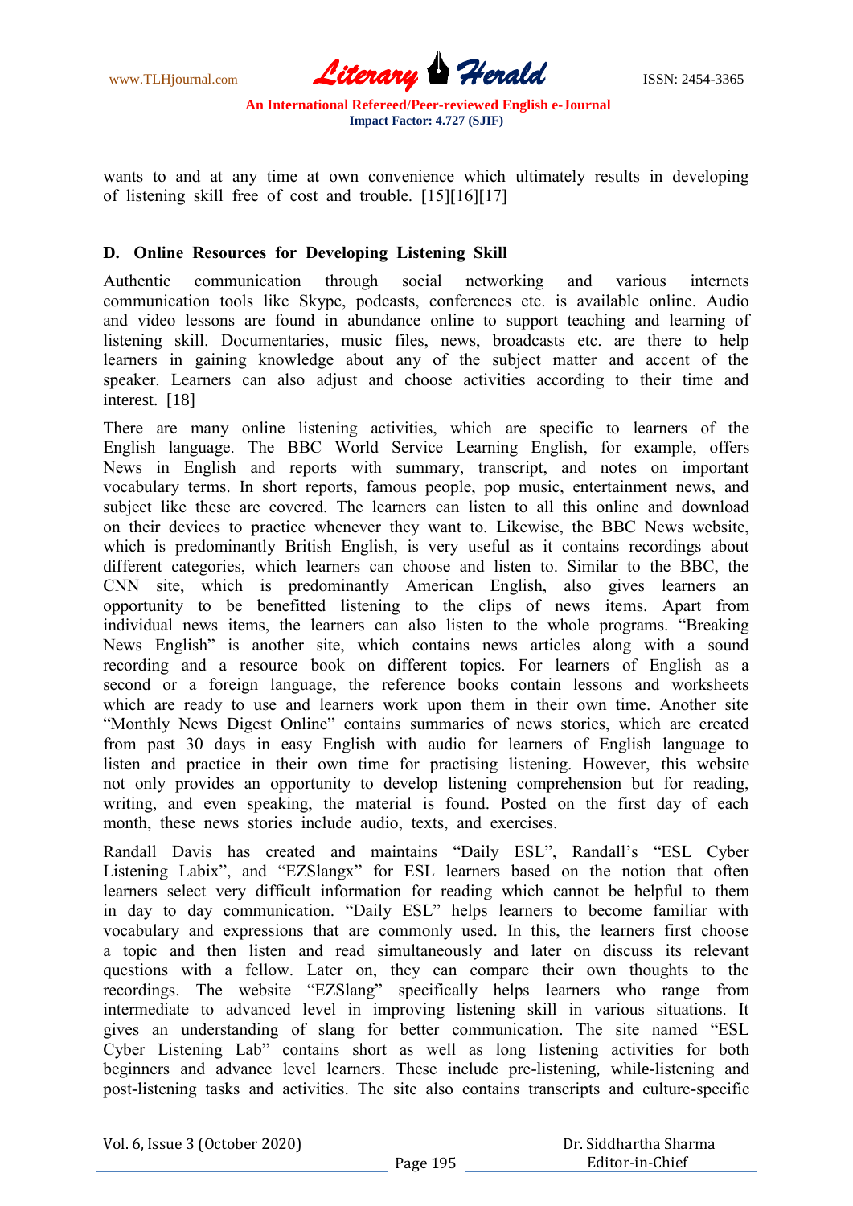wants to and at any time at own convenience which ultimately results in developing of listening skill free of cost and trouble. [15][16][17]

#### D. Online Resources for Developing Listening Skill

Authentic communication through social networking and various internets communication tools like Skype, podcasts, conferences etc. is available online. Audio and video lessons are found in abundance online to support teaching and learning of listening skill. Documentaries, music files, news, broadcasts etc. are there to help learners in gaining knowledge about any of the subject matter and accent of the speaker. Learners can also adjust and choose activities according to their time and interest. [18]

There are many online listening activities, which are specific to learners of the English language. The BBC World Service Learning English, for example, offers News in English and reports with summary, transcript, and notes on important vocabulary terms. In short reports, famous people, pop music, entertainment news, and subject like these are covered. The learners can listen to all this online and download on their devices to practice whenever they want to. Likewise, the BBC News website, which is predominantly British English, is very useful as it contains recordings about different categories, which learners can choose and listen to. Similar to the BBC, the CNN site, which is predominantly American English, also gives learners an opportunity to be benefitted listening to the clips of news items. Apart from individual news items, the learners can also listen to the whole programs. "Breaking News English" is another site, which contains news articles along with a sound recording and a resource book on different topics. For learners of English as a second or a foreign language, the reference books contain lessons and worksheets which are ready to use and learners work upon them in their own time. Another site "Monthly News Digest Online" contains summaries of news stories, which are created from past 30 days in easy English with audio for learners of English language to listen and practice in their own time for practising listening. However, this website not only provides an opportunity to develop listening comprehension but for reading, writing, and even speaking, the material is found. Posted on the first day of each month, these news stories include audio, texts, and exercises.

Randall Davis has created and maintains "Daily ESL", Randall's "ESL Cyber Listening Labix", and "EZSlangx" for ESL learners based on the notion that often learners select very difficult information for reading which cannot be helpful to them in day to day communication. "Daily ESL" helps learners to become familiar with vocabulary and expressions that are commonly used. In this, the learners first choose a topic and then listen and read simultaneously and later on discuss its relevant questions with a fellow. Later on, they can compare their own thoughts to the recordings. The website "EZSlang" specifically helps learners who range from intermediate to advanced level in improving listening skill in various situations. It gives an understanding of slang for better communication. The site named "ESL Cyber Listening Lab" contains short as well as long listening activities for both beginners and advance level learners. These include pre-listening, while-listening and post-listening tasks and activities. The site also contains transcripts and culture-specific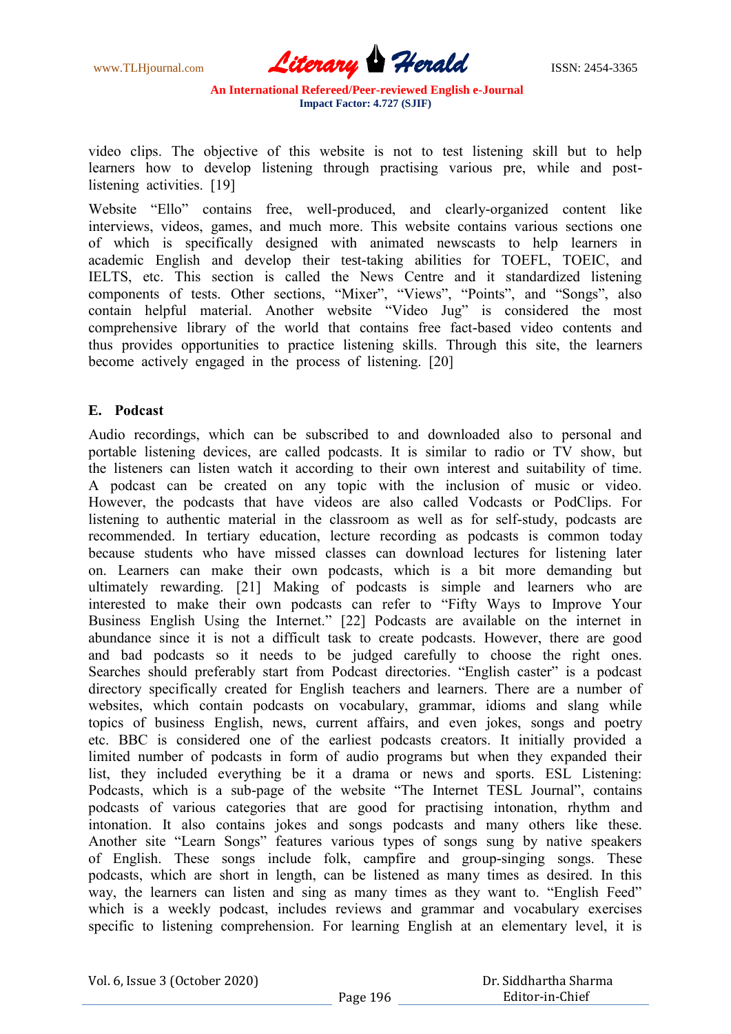video clips. The objective of this website is not to test listening skill but to help learners how to develop listening through practising various pre, while and post-listening activities. [19]

Website "Ello" contains free, well-produced, and clearly-organized content like interviews, videos, games, and much more. This website contains various sections one of which is specifically designed with animated newscasts to help learners in academic English and develop their test-taking abilities for TOEFL, TOEIC, and IELTS, etc. This section is called the News Centre and it standardized listening components of tests. Other sections, "Mixer", "Views", "Points", and "Songs", also contain helpful material. Another website "Video Jug" is considered the most comprehensive library of the world that contains free fact-based video contents and thus provides opportunities to practice listening skills. Through this site, the learners become actively engaged in the process of listening. [20]

### E. Podcast

Audio recordings, which can be subscribed to and downloaded also to personal and portable listening devices, are called podcasts. It is similar to radio or TV show, but the listeners can listen watch it according to their own interest and suitability of time. A podcast can be created on any topic with the inclusion of music or video. However, the podcasts that have videos are also called Vodcasts or PodClips. For listening to authentic material in the classroom as well as for self-study, podcasts are recommended. In tertiary education, lecture recording as podcasts is common today because students who have missed classes can download lectures for listening later on. Learners can make their own podcasts, which is a bit more demanding but ultimately rewarding. [21] Making of podcasts is simple and learners who are interested to make their own podcasts can refer to "Fifty Ways to Improve Your Business English Using the Internet." [22] Podcasts are available on the internet in abundance since it is not a difficult task to create podcasts. However, there are good and bad podcasts so it needs to be judged carefully to choose the right ones. Searches should preferably start from Podcast directories. "English caster" is a podcast directory specifically created for English teachers and learners. There are a number of websites, which contain podcasts on vocabulary, grammar, idioms and slang while topics of business English, news, current affairs, and even jokes, songs and poetry etc. BBC is considered one of the earliest podcasts creators. It initially provided a limited number of podcasts in form of audio programs but when they expanded their list, they included everything be it a drama or news and sports. ESL Listening: Podcasts, which is a sub-page of the website "The Internet TESL Journal", contains podcasts of various categories that are good for practising intonation, rhythm and intonation. It also contains jokes and songs podcasts and many others like these. Another site "Learn Songs" features various types of songs sung by native speakers of English. These songs include folk, campfire and group-singing songs. These podcasts, which are short in length, can be listened as many times as desired. In this way, the learners can listen and sing as many times as they want to. "English Feed" which is a weekly podcast, includes reviews and grammar and vocabulary exercises specific to listening comprehension. For learning English at an elementary level, it is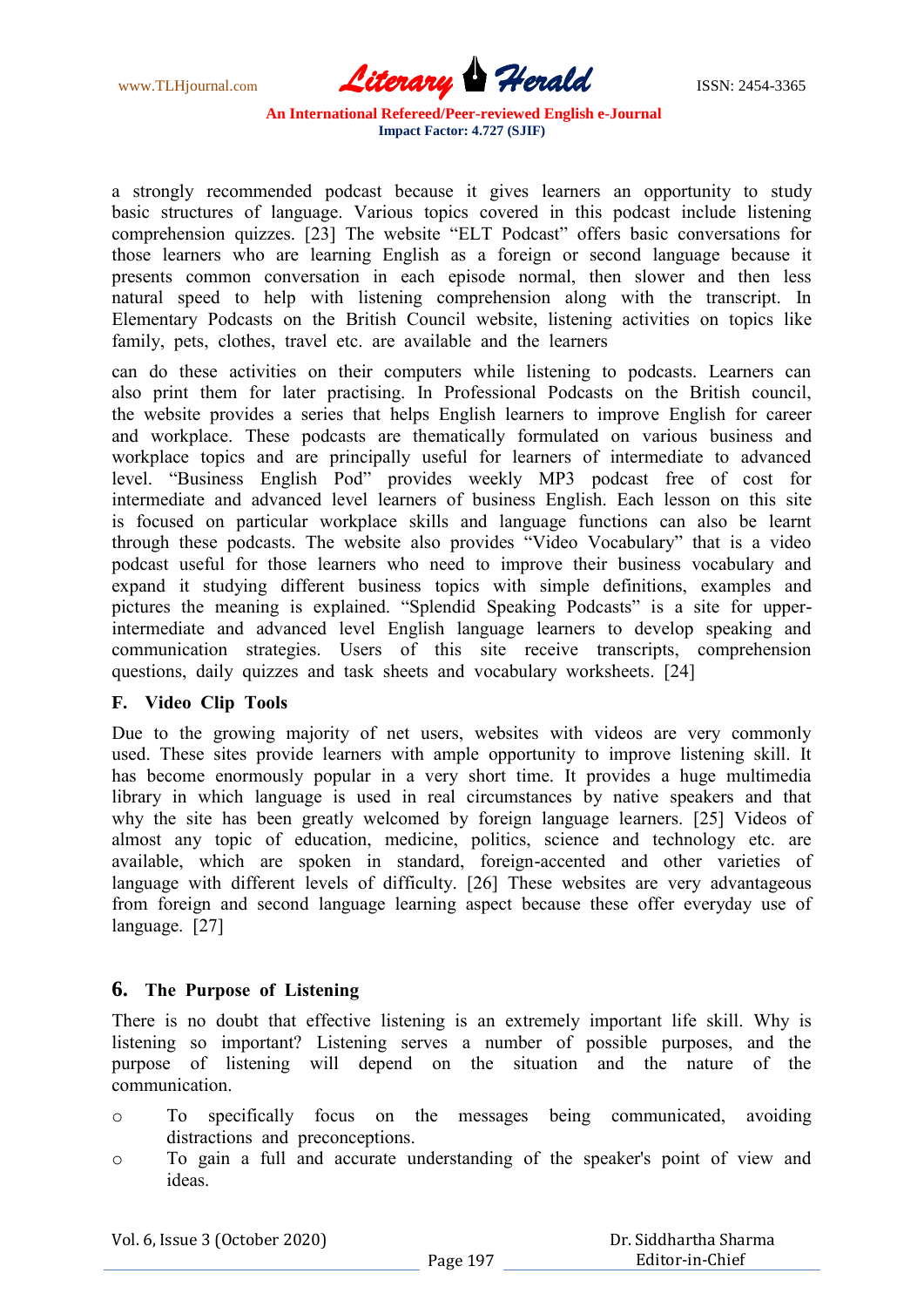a strongly recommended podcast because it gives learners an opportunity to study basic structures of language. Various topics covered in this podcast include listening comprehension quizzes. [23] The website "ELT Podcast" offers basic conversations for those learners who are learning English as a foreign or second language because it presents common conversation in each episode normal, then slower and then less natural speed to help with listening comprehension along with the transcript. In Elementary Podcasts on the British Council website, listening activities on topics like family, pets, clothes, travel etc. are available and the learners

can do these activities on their computers while listening to podcasts. Learners can also print them for later practising. In Professional Podcasts on the British council, the website provides a series that helps English learners to improve English for career and workplace. These podcasts are thematically formulated on various business and workplace topics and are principally useful for learners of intermediate to advanced level. "Business English Pod" provides weekly MP3 podcast free of cost for intermediate and advanced level learners of business English. Each lesson on this site is focused on particular workplace skills and language functions can also be learnt through these podcasts. The website also provides "Video Vocabulary" that is a video podcast useful for those learners who need to improve their business vocabulary and expand it studying different business topics with simple definitions, examples and pictures the meaning is explained. "Splendid Speaking Podcasts" is a site for upper-intermediate and advanced level English language learners to develop speaking and communication strategies. Users of this site receive transcripts, comprehension questions, daily quizzes and task sheets and vocabulary worksheets. [24]

### F. Video Clip Tools

Due to the growing majority of net users, websites with videos are very commonly used. These sites provide learners with ample opportunity to improve listening skill. It has become enormously popular in a very short time. It provides a huge multimedia library in which language is used in real circumstances by native speakers and that why the site has been greatly welcomed by foreign language learners. [25] Videos of almost any topic of education, medicine, politics, science and technology etc. are available, which are spoken in standard, foreign-accented and other varieties of language with different levels of difficulty. [26] These websites are very advantageous from foreign and second language learning aspect because these offer everyday use of language. [27]

## 6. The Purpose of Listening

There is no doubt that effective listening is an extremely important life skill. Why is listening so important? Listening serves a number of possible purposes, and the purpose of listening will depend on the situation and the nature of the communication.

- To specifically focus on the messages being communicated, avoiding distractions and preconceptions.
- To gain a full and accurate understanding of the speaker's point of view and ideas.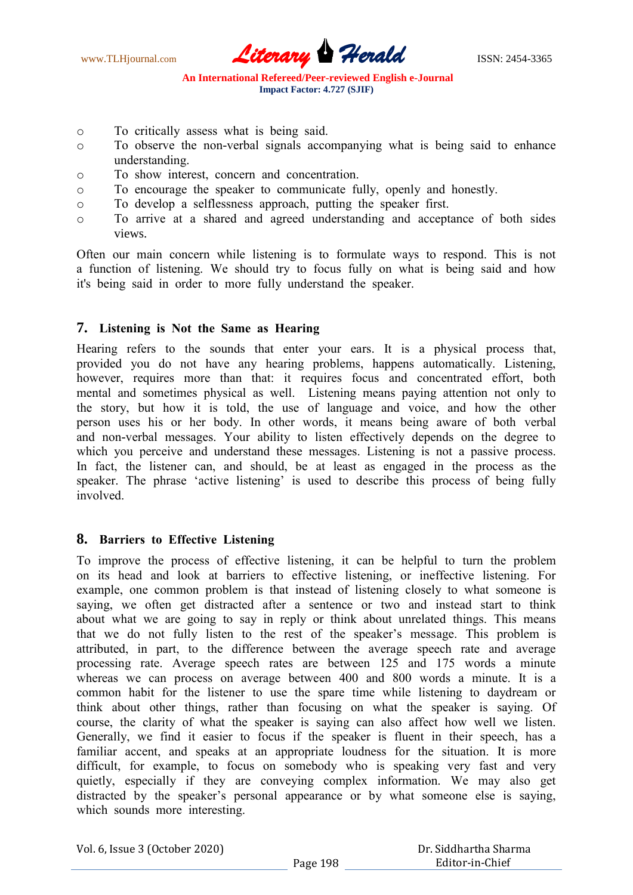- To critically assess what is being said.
- To observe the non-verbal signals accompanying what is being said to enhance understanding.
- To show interest, concern and concentration.
- To encourage the speaker to communicate fully, openly and honestly.
- To develop a selflessness approach, putting the speaker first.
- To arrive at a shared and agreed understanding and acceptance of both sides views.

Often our main concern while listening is to formulate ways to respond. This is not a function of listening. We should try to focus fully on what is being said and how it's being said in order to more fully understand the speaker.

## 7. Listening is Not the Same as Hearing

Hearing refers to the sounds that enter your ears. It is a physical process that, provided you do not have any hearing problems, happens automatically. Listening, however, requires more than that: it requires focus and concentrated effort, both mental and sometimes physical as well. Listening means paying attention not only to the story, but how it is told, the use of language and voice, and how the other person uses his or her body. In other words, it means being aware of both verbal and non-verbal messages. Your ability to listen effectively depends on the degree to which you perceive and understand these messages. Listening is not a passive process. In fact, the listener can, and should, be at least as engaged in the process as the speaker. The phrase 'active listening' is used to describe this process of being fully involved.

## 8. Barriers to Effective Listening

To improve the process of effective listening, it can be helpful to turn the problem on its head and look at barriers to effective listening, or ineffective listening. For example, one common problem is that instead of listening closely to what someone is saying, we often get distracted after a sentence or two and instead start to think about what we are going to say in reply or think about unrelated things. This means that we do not fully listen to the rest of the speaker's message. This problem is attributed, in part, to the difference between the average speech rate and average processing rate. Average speech rates are between 125 and 175 words a minute whereas we can process on average between 400 and 800 words a minute. It is a common habit for the listener to use the spare time while listening to daydream or think about other things, rather than focusing on what the speaker is saying. Of course, the clarity of what the speaker is saying can also affect how well we listen. Generally, we find it easier to focus if the speaker is fluent in their speech, has a familiar accent, and speaks at an appropriate loudness for the situation. It is more difficult, for example, to focus on somebody who is speaking very fast and very quietly, especially if they are conveying complex information. We may also get distracted by the speaker's personal appearance or by what someone else is saying, which sounds more interesting.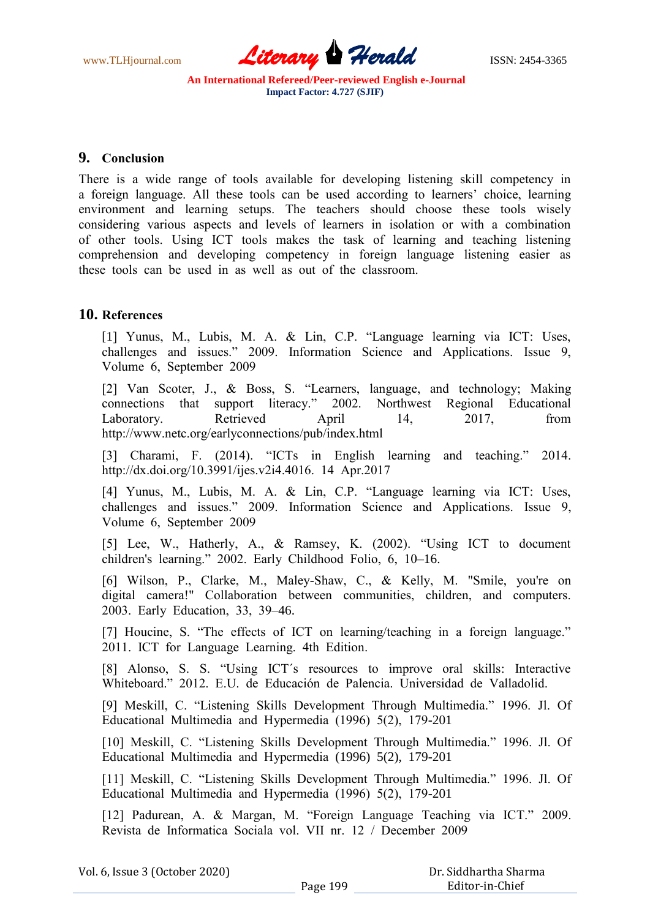## 9. Conclusion

There is a wide range of tools available for developing listening skill competency in a foreign language. All these tools can be used according to learners' choice, learning environment and learning setups. The teachers should choose these tools wisely considering various aspects and levels of learners in isolation or with a combination of other tools. Using ICT tools makes the task of learning and teaching listening comprehension and developing competency in foreign language listening easier as these tools can be used in as well as out of the classroom.

## 10. References

[1] Yunus, M., Lubis, M. A. & Lin, C.P. "Language learning via ICT: Uses, challenges and issues." 2009. Information Science and Applications. Issue 9, Volume 6, September 2009

[2] Van Scoter, J., & Boss, S. "Learners, language, and technology; Making connections that support literacy." 2002. Northwest Regional Educational Laboratory. Retrieved April 14, 2017, from http://www.netc.org/earlyconnections/pub/index.html

[3] Charami, F. (2014). "ICTs in English learning and teaching." 2014. http://dx.doi.org/10.3991/ijes.v2i4.4016. 14 Apr.2017

[4] Yunus, M., Lubis, M. A. & Lin, C.P. "Language learning via ICT: Uses, challenges and issues." 2009. Information Science and Applications. Issue 9, Volume 6, September 2009

[5] Lee, W., Hatherly, A., & Ramsey, K. (2002). "Using ICT to document children's learning." 2002. Early Childhood Folio, 6, 10–16.

[6] Wilson, P., Clarke, M., Maley-Shaw, C., & Kelly, M. "Smile, you're on digital camera!" Collaboration between communities, children, and computers. 2003. Early Education, 33, 39–46.

[7] Houcine, S. "The effects of ICT on learning/teaching in a foreign language." 2011. ICT for Language Learning. 4th Edition.

[8] Alonso, S. S. "Using ICT´s resources to improve oral skills: Interactive Whiteboard." 2012. E.U. de Educación de Palencia. Universidad de Valladolid.

[9] Meskill, C. "Listening Skills Development Through Multimedia." 1996. Jl. Of Educational Multimedia and Hypermedia (1996) 5(2), 179-201

[10] Meskill, C. "Listening Skills Development Through Multimedia." 1996. Jl. Of Educational Multimedia and Hypermedia (1996) 5(2), 179-201

[11] Meskill, C. "Listening Skills Development Through Multimedia." 1996. Jl. Of Educational Multimedia and Hypermedia (1996) 5(2), 179-201

[12] Padurean, A. & Margan, M. "Foreign Language Teaching via ICT." 2009. Revista de Informatica Sociala vol. VII nr. 12 / December 2009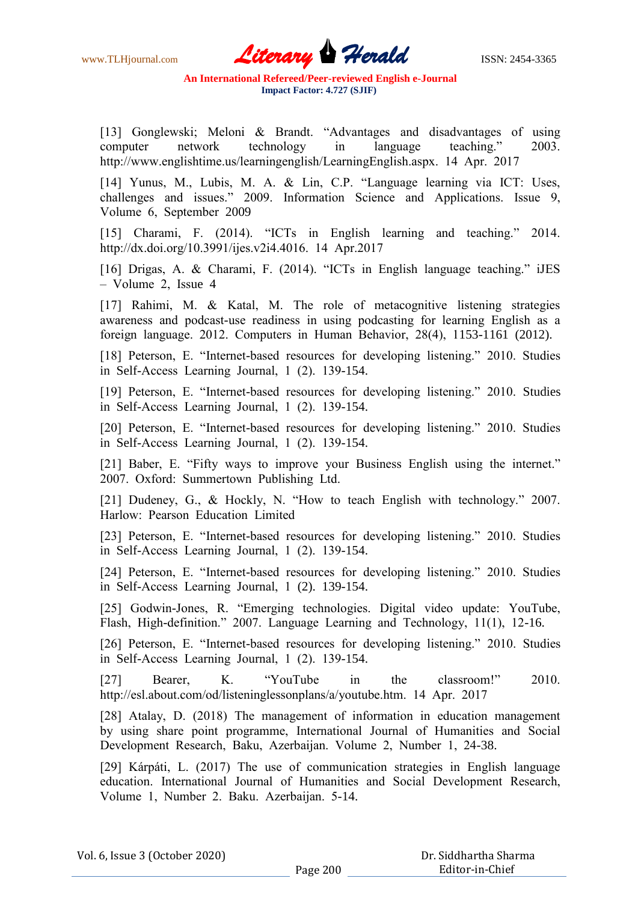[13] Gonglewski; Meloni & Brandt. "Advantages and disadvantages of using computer network technology in language teaching." 2003. http://www.englishtime.us/learningenglish/LearningEnglish.aspx. 14 Apr. 2017

[14] Yunus, M., Lubis, M. A. & Lin, C.P. "Language learning via ICT: Uses, challenges and issues." 2009. Information Science and Applications. Issue 9, Volume 6, September 2009

[15] Charami, F. (2014). "ICTs in English learning and teaching." 2014. http://dx.doi.org/10.3991/ijes.v2i4.4016. 14 Apr.2017

[16] Drigas, A. & Charami, F. (2014). "ICTs in English language teaching." iJES – Volume 2, Issue 4

[17] Rahimi, M. & Katal, M. The role of metacognitive listening strategies awareness and podcast-use readiness in using podcasting for learning English as a foreign language. 2012. Computers in Human Behavior, 28(4), 1153-1161 (2012).

[18] Peterson, E. "Internet-based resources for developing listening." 2010. Studies in Self-Access Learning Journal, 1 (2). 139-154.

[19] Peterson, E. "Internet-based resources for developing listening." 2010. Studies in Self-Access Learning Journal, 1 (2). 139-154.

[20] Peterson, E. "Internet-based resources for developing listening." 2010. Studies in Self-Access Learning Journal, 1 (2). 139-154.

[21] Baber, E. "Fifty ways to improve your Business English using the internet." 2007. Oxford: Summertown Publishing Ltd.

[21] Dudeney, G., & Hockly, N. "How to teach English with technology." 2007. Harlow: Pearson Education Limited

[23] Peterson, E. "Internet-based resources for developing listening." 2010. Studies in Self-Access Learning Journal, 1 (2). 139-154.

[24] Peterson, E. "Internet-based resources for developing listening." 2010. Studies in Self-Access Learning Journal, 1 (2). 139-154.

[25] Godwin-Jones, R. "Emerging technologies. Digital video update: YouTube, Flash, High-definition." 2007. Language Learning and Technology, 11(1), 12-16.

[26] Peterson, E. "Internet-based resources for developing listening." 2010. Studies in Self-Access Learning Journal, 1 (2). 139-154.

[27] Bearer, K. "YouTube in the classroom!" 2010. http://esl.about.com/od/listeninglessonplans/a/youtube.htm. 14 Apr. 2017

[28] Atalay, D. (2018) The management of information in education management by using share point programme, International Journal of Humanities and Social Development Research, Baku, Azerbaijan. Volume 2, Number 1, 24-38.

[29] Kárpáti, L. (2017) The use of communication strategies in English language education. International Journal of Humanities and Social Development Research, Volume 1, Number 2. Baku. Azerbaijan. 5-14.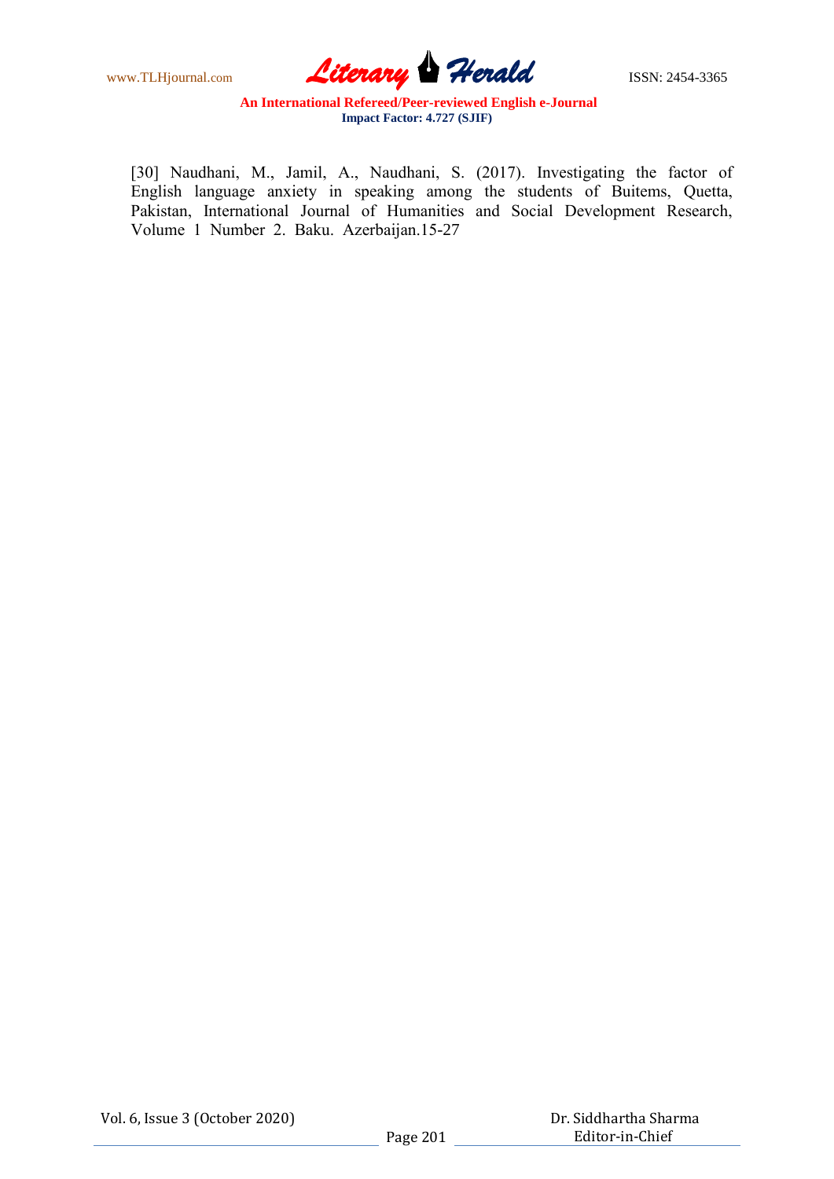[30] Naudhani, M., Jamil, A., Naudhani, S. (2017). Investigating the factor of English language anxiety in speaking among the students of Buitems, Quetta, Pakistan, International Journal of Humanities and Social Development Research, Volume 1 Number 2. Baku. Azerbaijan.15-27